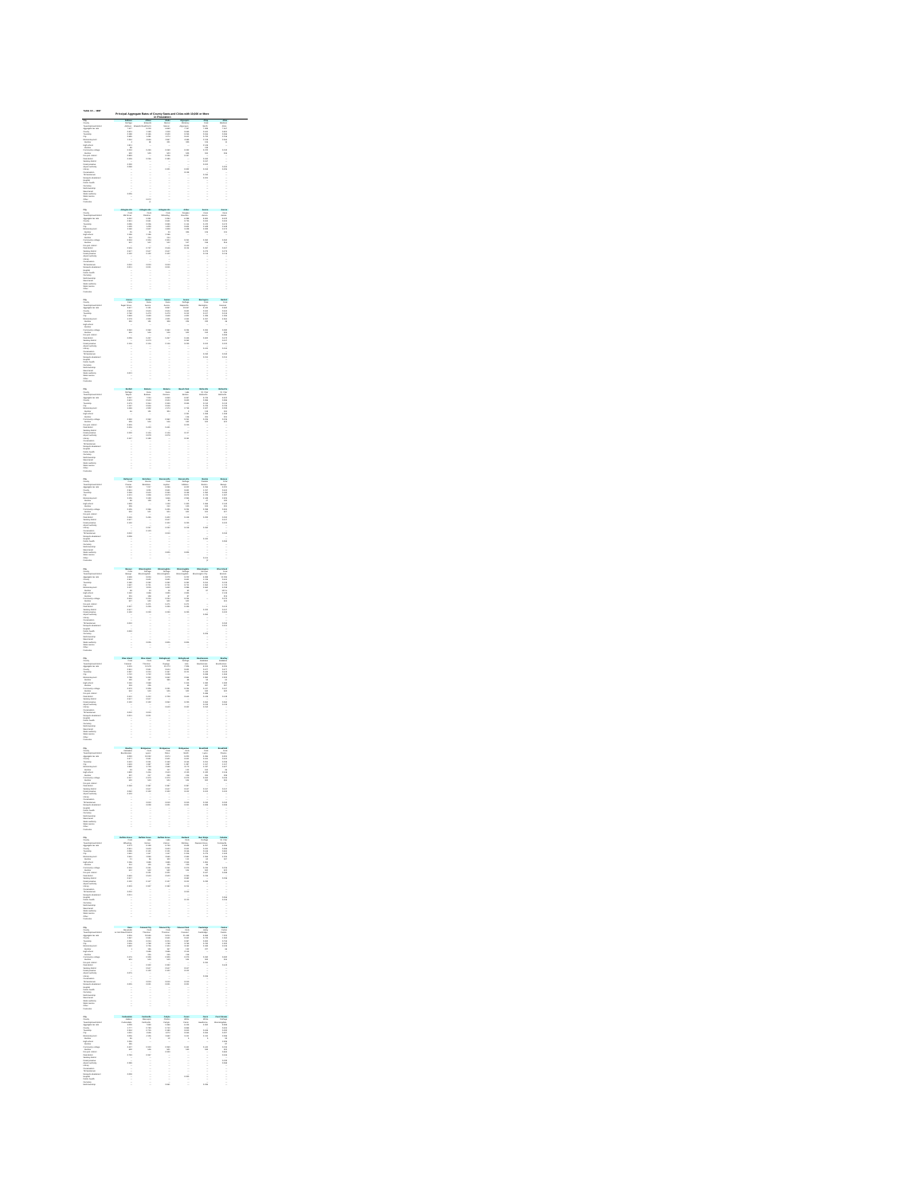Table 10 -- 1997

# Principal Aggregate Rates of County Seats and Cities with 10,000 or More in Population